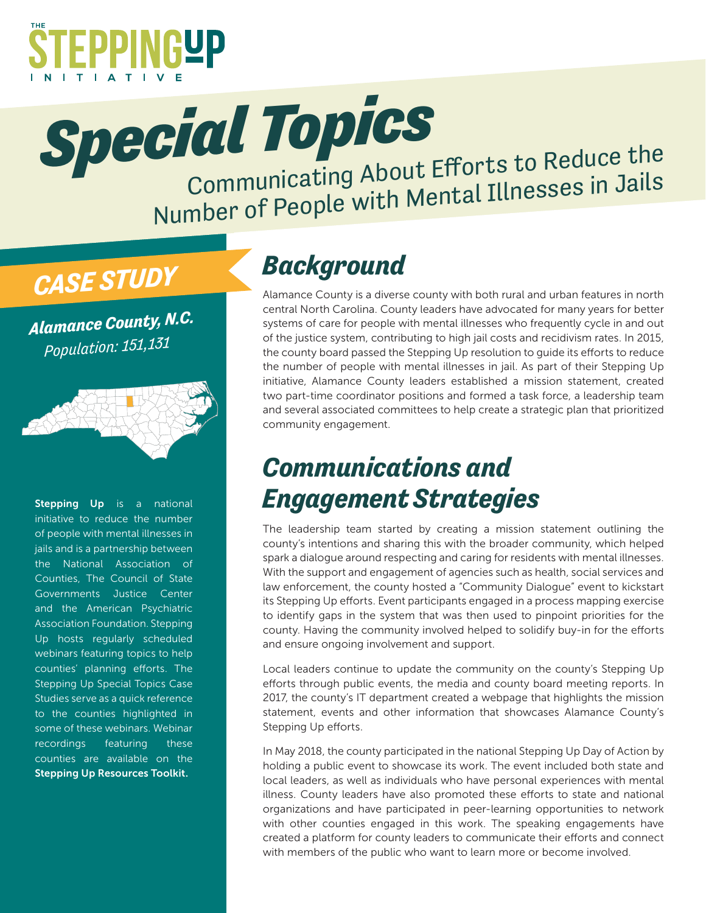THE STEPPING UP INITIATIVE

# Special Topics

## Communicating About Efforts to Reduce the Number of People with Mental Illnesses in Jails

### CASE STUDY

***Alamance County, N.C.***
*Population: 151,131*

**Stepping Up** is a national initiative to reduce the number of people with mental illnesses in jails and is a partnership between the National Association of Counties, The Council of State Governments Justice Center and the American Psychiatric Association Foundation. Stepping Up hosts regularly scheduled webinars featuring topics to help counties' planning efforts. The Stepping Up Special Topics Case Studies serve as a quick reference to the counties highlighted in some of these webinars. Webinar recordings featuring these counties are available on the **Stepping Up Resources Toolkit.**

## Background

Alamance County is a diverse county with both rural and urban features in north central North Carolina. County leaders have advocated for many years for better systems of care for people with mental illnesses who frequently cycle in and out of the justice system, contributing to high jail costs and recidivism rates. In 2015, the county board passed the Stepping Up resolution to guide its efforts to reduce the number of people with mental illnesses in jail. As part of their Stepping Up initiative, Alamance County leaders established a mission statement, created two part-time coordinator positions and formed a task force, a leadership team and several associated committees to help create a strategic plan that prioritized community engagement.

## Communications and Engagement Strategies

The leadership team started by creating a mission statement outlining the county's intentions and sharing this with the broader community, which helped spark a dialogue around respecting and caring for residents with mental illnesses. With the support and engagement of agencies such as health, social services and law enforcement, the county hosted a "Community Dialogue" event to kickstart its Stepping Up efforts. Event participants engaged in a process mapping exercise to identify gaps in the system that was then used to pinpoint priorities for the county. Having the community involved helped to solidify buy-in for the efforts and ensure ongoing involvement and support.

Local leaders continue to update the community on the county's Stepping Up efforts through public events, the media and county board meeting reports. In 2017, the county's IT department created a webpage that highlights the mission statement, events and other information that showcases Alamance County's Stepping Up efforts.

In May 2018, the county participated in the national Stepping Up Day of Action by holding a public event to showcase its work. The event included both state and local leaders, as well as individuals who have personal experiences with mental illness. County leaders have also promoted these efforts to state and national organizations and have participated in peer-learning opportunities to network with other counties engaged in this work. The speaking engagements have created a platform for county leaders to communicate their efforts and connect with members of the public who want to learn more or become involved.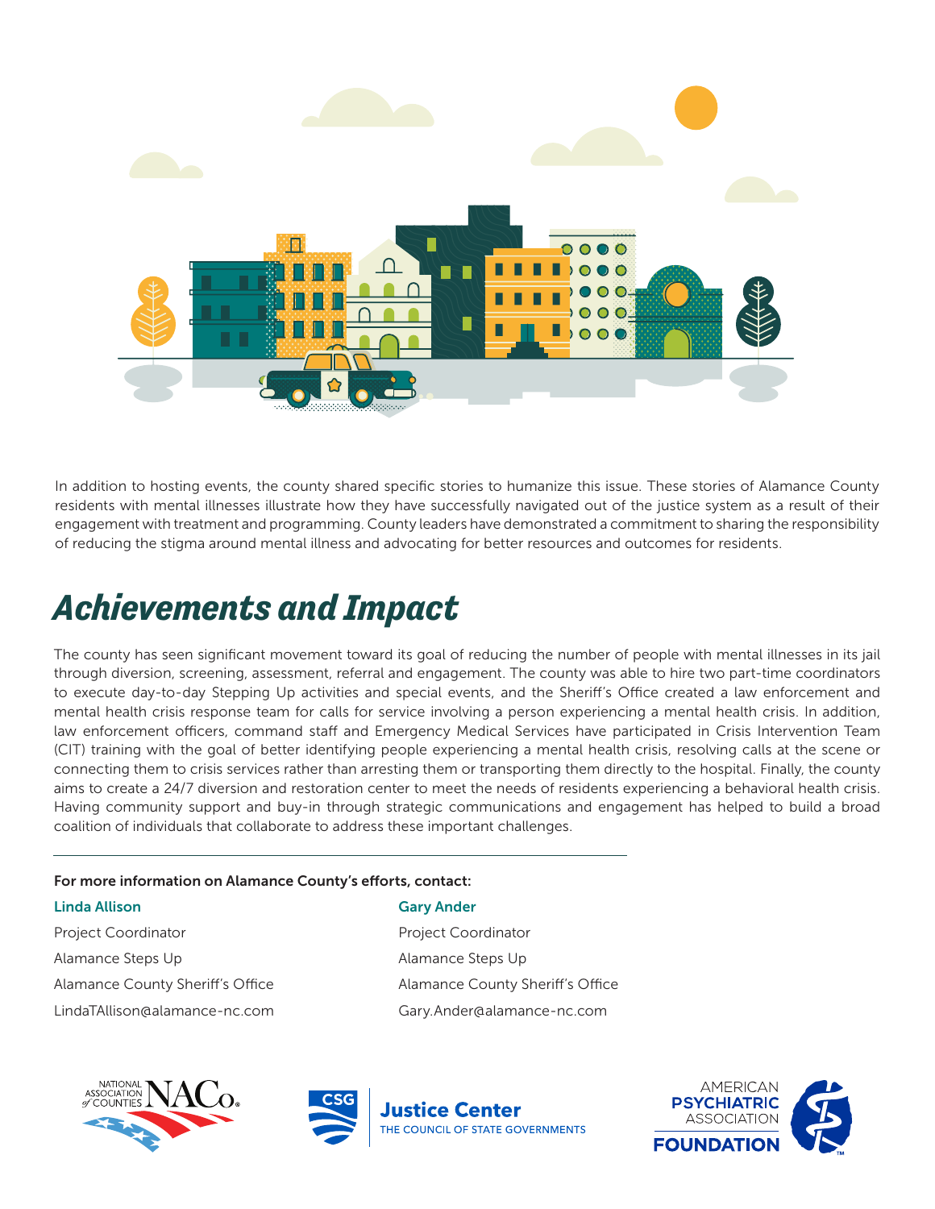In addition to hosting events, the county shared specific stories to humanize this issue. These stories of Alamance County residents with mental illnesses illustrate how they have successfully navigated out of the justice system as a result of their engagement with treatment and programming. County leaders have demonstrated a commitment to sharing the responsibility of reducing the stigma around mental illness and advocating for better resources and outcomes for residents.

## *Achievements and Impact*

The county has seen significant movement toward its goal of reducing the number of people with mental illnesses in its jail through diversion, screening, assessment, referral and engagement. The county was able to hire two part-time coordinators to execute day-to-day Stepping Up activities and special events, and the Sheriff's Office created a law enforcement and mental health crisis response team for calls for service involving a person experiencing a mental health crisis. In addition, law enforcement officers, command staff and Emergency Medical Services have participated in Crisis Intervention Team (CIT) training with the goal of better identifying people experiencing a mental health crisis, resolving calls at the scene or connecting them to crisis services rather than arresting them or transporting them directly to the hospital. Finally, the county aims to create a 24/7 diversion and restoration center to meet the needs of residents experiencing a behavioral health crisis. Having community support and buy-in through strategic communications and engagement has helped to build a broad coalition of individuals that collaborate to address these important challenges.

---

**For more information on Alamance County's efforts, contact:**

**Linda Allison**
Project Coordinator
Alamance Steps Up
Alamance County Sheriff's Office
LindaTAllison@alamance-nc.com

**Gary Ander**
Project Coordinator
Alamance Steps Up
Alamance County Sheriff's Office
Gary.Ander@alamance-nc.com

NATIONAL ASSOCIATION of COUNTIES NACo

CSG Justice Center THE COUNCIL OF STATE GOVERNMENTS

AMERICAN PSYCHIATRIC ASSOCIATION FOUNDATION